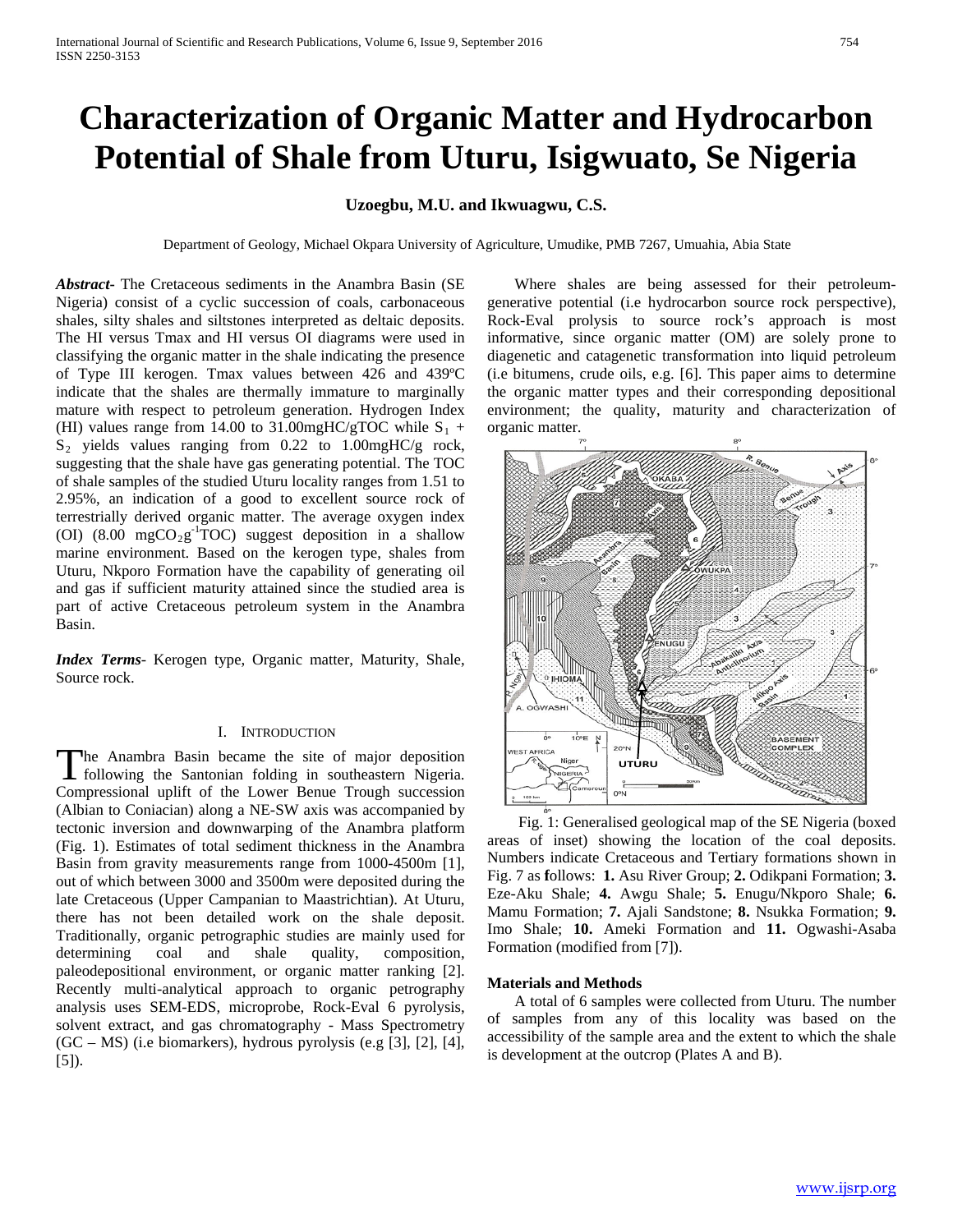# Characterization of Organic Matter and Hydrocarbon Potential of Shale from Uturu, Isigwuato, Se Nigeria

**Uzoegbu, M.U. and Ikwuagwu, C.S.**

Department of Geology, Michael Okpara University of Agriculture, Umudike, PMB 7267, Umuahia, Abia State

***Abstract*-** The Cretaceous sediments in the Anambra Basin (SE Nigeria) consist of a cyclic succession of coals, carbonaceous shales, silty shales and siltstones interpreted as deltaic deposits. The HI versus Tmax and HI versus OI diagrams were used in classifying the organic matter in the shale indicating the presence of Type III kerogen. Tmax values between 426 and 439ºC indicate that the shales are thermally immature to marginally mature with respect to petroleum generation. Hydrogen Index (HI) values range from 14.00 to 31.00mgHC/gTOC while $S_1$ + $S_2$ yields values ranging from 0.22 to 1.00mgHC/g rock, suggesting that the shale have gas generating potential. The TOC of shale samples of the studied Uturu locality ranges from 1.51 to 2.95%, an indication of a good to excellent source rock of terrestrially derived organic matter. The average oxygen index (OI) (8.00 $mgCO_2g^{-1}TOC$) suggest deposition in a shallow marine environment. Based on the kerogen type, shales from Uturu, Nkporo Formation have the capability of generating oil and gas if sufficient maturity attained since the studied area is part of active Cretaceous petroleum system in the Anambra Basin.

***Index Terms*-** Kerogen type, Organic matter, Maturity, Shale, Source rock.

## I. Introduction

The Anambra Basin became the site of major deposition following the Santonian folding in southeastern Nigeria. Compressional uplift of the Lower Benue Trough succession (Albian to Coniacian) along a NE-SW axis was accompanied by tectonic inversion and downwarping of the Anambra platform (Fig. 1). Estimates of total sediment thickness in the Anambra Basin from gravity measurements range from 1000-4500m [1], out of which between 3000 and 3500m were deposited during the late Cretaceous (Upper Campanian to Maastrichtian). At Uturu, there has not been detailed work on the shale deposit. Traditionally, organic petrographic studies are mainly used for determining coal and shale quality, composition, paleodepositional environment, or organic matter ranking [2]. Recently multi-analytical approach to organic petrography analysis uses SEM-EDS, microprobe, Rock-Eval 6 pyrolysis, solvent extract, and gas chromatography - Mass Spectrometry (GC – MS) (i.e biomarkers), hydrous pyrolysis (e.g [3], [2], [4], [5]).

Where shales are being assessed for their petroleum-generative potential (i.e hydrocarbon source rock perspective), Rock-Eval prolysis to source rock's approach is most informative, since organic matter (OM) are solely prone to diagenetic and catagenetic transformation into liquid petroleum (i.e bitumens, crude oils, e.g. [6]. This paper aims to determine the organic matter types and their corresponding depositional environment; the quality, maturity and characterization of organic matter.

Fig. 1: Generalised geological map of the SE Nigeria (boxed areas of inset) showing the location of the coal deposits. Numbers indicate Cretaceous and Tertiary formations shown in Fig. 7 as **f**ollows: **1.** Asu River Group; **2.** Odikpani Formation; **3.** Eze-Aku Shale; **4.** Awgu Shale; **5.** Enugu/Nkporo Shale; **6.** Mamu Formation; **7.** Ajali Sandstone; **8.** Nsukka Formation; **9.** Imo Shale; **10.** Ameki Formation and **11.** Ogwashi-Asaba Formation (modified from [7]).

### Materials and Methods

A total of 6 samples were collected from Uturu. The number of samples from any of this locality was based on the accessibility of the sample area and the extent to which the shale is development at the outcrop (Plates A and B).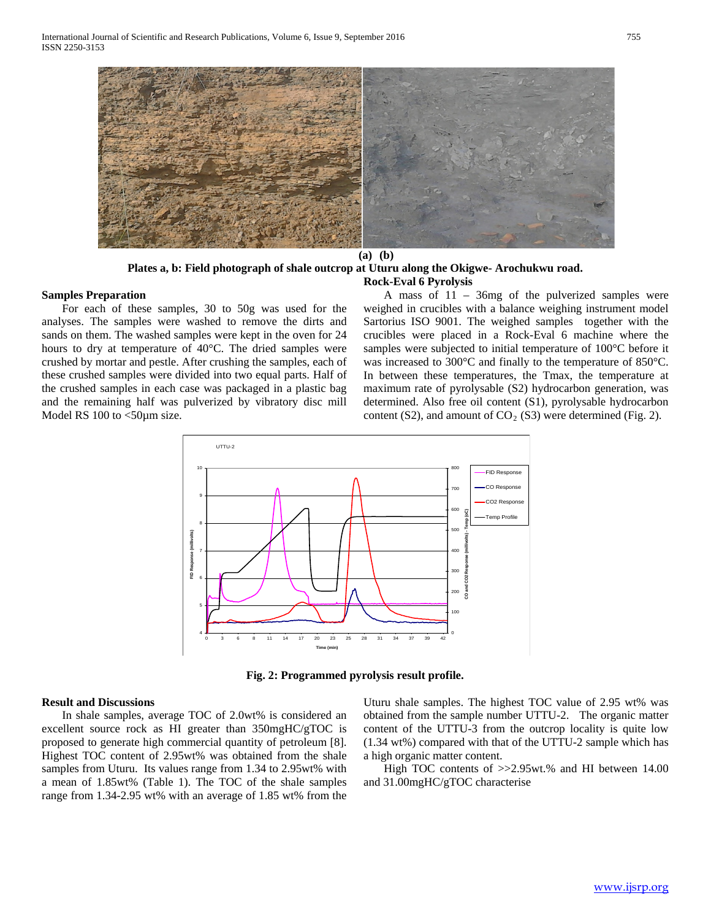**(a) (b)**

**Plates a, b: Field photograph of shale outcrop at Uturu along the Okigwe- Arochukwu road.**

### Samples Preparation

For each of these samples, 30 to 50g was used for the analyses. The samples were washed to remove the dirts and sands on them. The washed samples were kept in the oven for 24 hours to dry at temperature of 40°C. The dried samples were crushed by mortar and pestle. After crushing the samples, each of these crushed samples were divided into two equal parts. Half of the crushed samples in each case was packaged in a plastic bag and the remaining half was pulverized by vibratory disc mill Model RS 100 to <50µm size.

### Rock-Eval 6 Pyrolysis

A mass of 11 – 36mg of the pulverized samples were weighed in crucibles with a balance weighing instrument model Sartorius ISO 9001. The weighed samples together with the crucibles were placed in a Rock-Eval 6 machine where the samples were subjected to initial temperature of 100°C before it was increased to 300°C and finally to the temperature of 850°C. In between these temperatures, the Tmax, the temperature at maximum rate of pyrolysable (S2) hydrocarbon generation, was determined. Also free oil content (S1), pyrolysable hydrocarbon content (S2), and amount of $CO_2$ (S3) were determined (Fig. 2).

**Fig. 2: Programmed pyrolysis result profile.**

### Result and Discussions

In shale samples, average TOC of 2.0wt% is considered an excellent source rock as HI greater than 350mgHC/gTOC is proposed to generate high commercial quantity of petroleum [8]. Highest TOC content of 2.95wt% was obtained from the shale samples from Uturu. Its values range from 1.34 to 2.95wt% with a mean of 1.85wt% (Table 1). The TOC of the shale samples range from 1.34-2.95 wt% with an average of 1.85 wt% from the Uturu shale samples. The highest TOC value of 2.95 wt% was obtained from the sample number UTTU-2. The organic matter content of the UTTU-3 from the outcrop locality is quite low (1.34 wt%) compared with that of the UTTU-2 sample which has a high organic matter content.

High TOC contents of >>2.95wt.% and HI between 14.00 and 31.00mgHC/gTOC characterise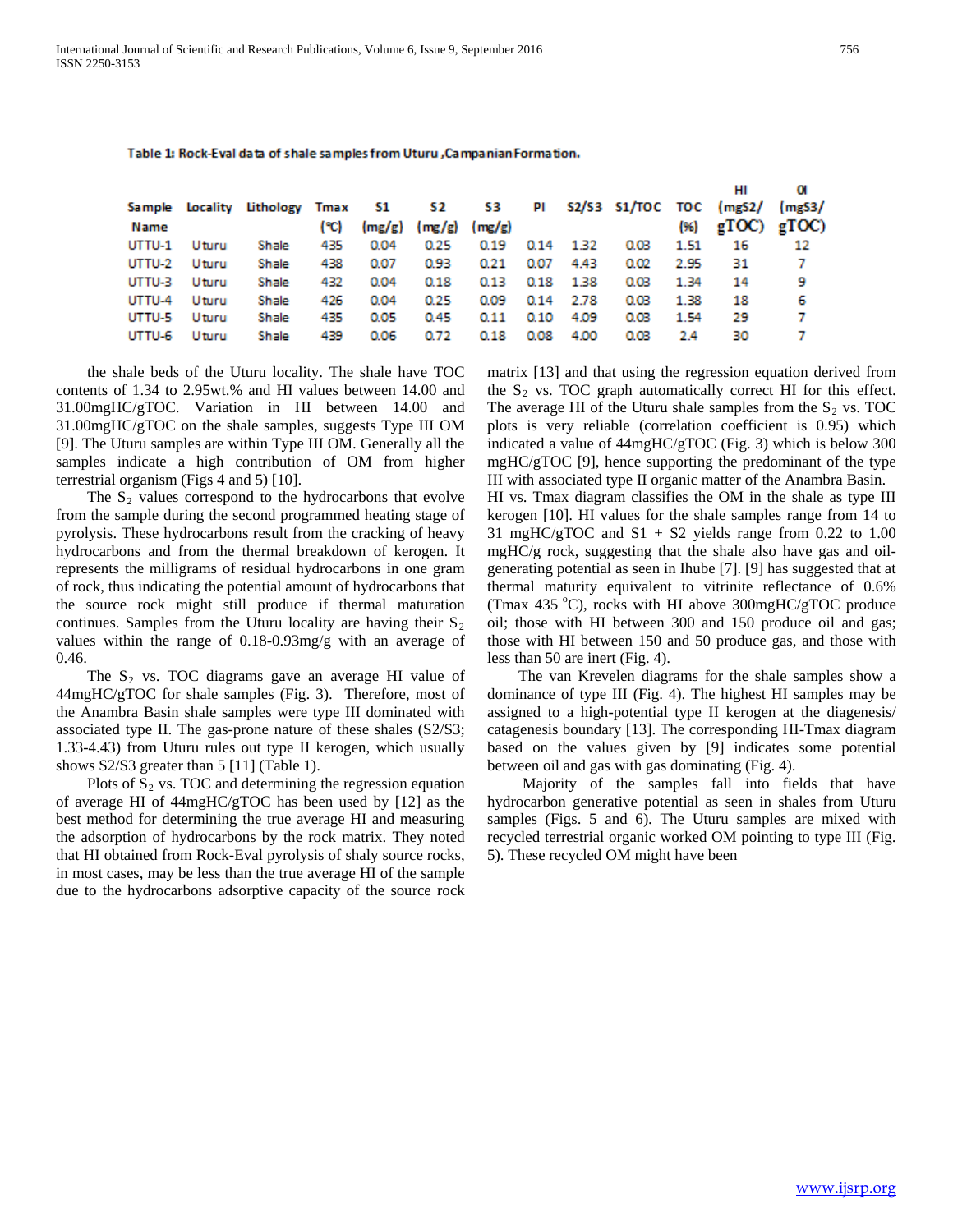Table 1: Rock-Eval data of shale samples from Uturu ,Campanian Formation.

| Sample Name | Locality | Lithology | Tmax (°C) | S1 (mg/g) | S2 (mg/g) | S3 (mg/g) | PI | S2/S3 | S1/TOC | TOC (%) | HI (mgS2/ gTOC) | OI (mgS3/ gTOC) |
|---|---|---|---|---|---|---|---|---|---|---|---|---|
| UTTU-1 | Uturu | Shale | 435 | 0.04 | 0.25 | 0.19 | 0.14 | 1.32 | 0.03 | 1.51 | 16 | 12 |
| UTTU-2 | Uturu | Shale | 438 | 0.07 | 0.93 | 0.21 | 0.07 | 4.43 | 0.02 | 2.95 | 31 | 7 |
| UTTU-3 | Uturu | Shale | 432 | 0.04 | 0.18 | 0.13 | 0.18 | 1.38 | 0.03 | 1.34 | 14 | 9 |
| UTTU-4 | Uturu | Shale | 426 | 0.04 | 0.25 | 0.09 | 0.14 | 2.78 | 0.03 | 1.38 | 18 | 6 |
| UTTU-5 | Uturu | Shale | 435 | 0.05 | 0.45 | 0.11 | 0.10 | 4.09 | 0.03 | 1.54 | 29 | 7 |
| UTTU-6 | Uturu | Shale | 439 | 0.06 | 0.72 | 0.18 | 0.08 | 4.00 | 0.03 | 2.4 | 30 | 7 |

the shale beds of the Uturu locality. The shale have TOC contents of 1.34 to 2.95wt.% and HI values between 14.00 and 31.00mgHC/gTOC. Variation in HI between 14.00 and 31.00mgHC/gTOC on the shale samples, suggests Type III OM [9]. The Uturu samples are within Type III OM. Generally all the samples indicate a high contribution of OM from higher terrestrial organism (Figs 4 and 5) [10].

The $S_2$ values correspond to the hydrocarbons that evolve from the sample during the second programmed heating stage of pyrolysis. These hydrocarbons result from the cracking of heavy hydrocarbons and from the thermal breakdown of kerogen. It represents the milligrams of residual hydrocarbons in one gram of rock, thus indicating the potential amount of hydrocarbons that the source rock might still produce if thermal maturation continues. Samples from the Uturu locality are having their $S_2$ values within the range of 0.18-0.93mg/g with an average of 0.46.

The $S_2$ vs. TOC diagrams gave an average HI value of 44mgHC/gTOC for shale samples (Fig. 3). Therefore, most of the Anambra Basin shale samples were type III dominated with associated type II. The gas-prone nature of these shales (S2/S3; 1.33-4.43) from Uturu rules out type II kerogen, which usually shows S2/S3 greater than 5 [11] (Table 1).

Plots of $S_2$ vs. TOC and determining the regression equation of average HI of 44mgHC/gTOC has been used by [12] as the best method for determining the true average HI and measuring the adsorption of hydrocarbons by the rock matrix. They noted that HI obtained from Rock-Eval pyrolysis of shaly source rocks, in most cases, may be less than the true average HI of the sample due to the hydrocarbons adsorptive capacity of the source rock matrix [13] and that using the regression equation derived from the $S_2$ vs. TOC graph automatically correct HI for this effect. The average HI of the Uturu shale samples from the $S_2$ vs. TOC plots is very reliable (correlation coefficient is 0.95) which indicated a value of 44mgHC/gTOC (Fig. 3) which is below 300 mgHC/gTOC [9], hence supporting the predominant of the type III with associated type II organic matter of the Anambra Basin. HI vs. Tmax diagram classifies the OM in the shale as type III kerogen [10]. HI values for the shale samples range from 14 to 31 mgHC/gTOC and S1 + S2 yields range from 0.22 to 1.00 mgHC/g rock, suggesting that the shale also have gas and oil-generating potential as seen in Ihube [7]. [9] has suggested that at thermal maturity equivalent to vitrinite reflectance of 0.6% (Tmax 435 °C), rocks with HI above 300mgHC/gTOC produce oil; those with HI between 300 and 150 produce oil and gas; those with HI between 150 and 50 produce gas, and those with less than 50 are inert (Fig. 4).

The van Krevelen diagrams for the shale samples show a dominance of type III (Fig. 4). The highest HI samples may be assigned to a high-potential type II kerogen at the diagenesis/ catagenesis boundary [13]. The corresponding HI-Tmax diagram based on the values given by [9] indicates some potential between oil and gas with gas dominating (Fig. 4).

Majority of the samples fall into fields that have hydrocarbon generative potential as seen in shales from Uturu samples (Figs. 5 and 6). The Uturu samples are mixed with recycled terrestrial organic worked OM pointing to type III (Fig. 5). These recycled OM might have been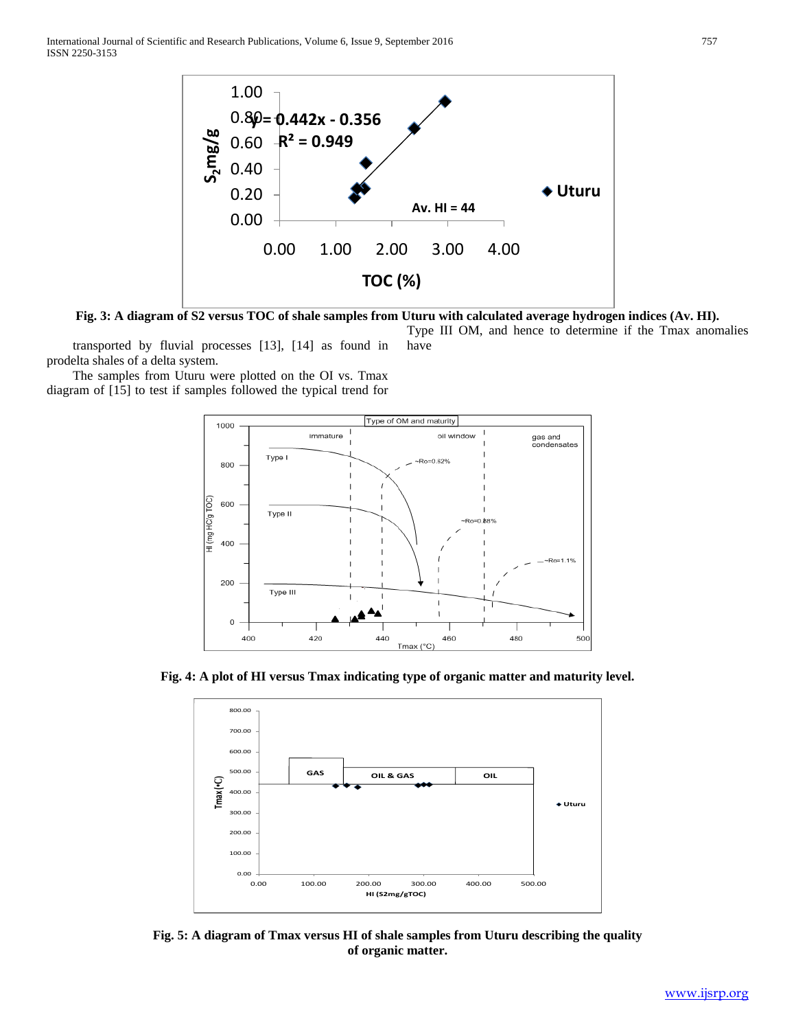**Fig. 3: A diagram of S2 versus TOC of shale samples from Uturu with calculated average hydrogen indices (Av. HI).**

transported by fluvial processes [13], [14] as found in prodelta shales of a delta system.

The samples from Uturu were plotted on the OI vs. Tmax diagram of [15] to test if samples followed the typical trend for Type III OM, and hence to determine if the Tmax anomalies have

**Fig. 4: A plot of HI versus Tmax indicating type of organic matter and maturity level.**

**Fig. 5: A diagram of Tmax versus HI of shale samples from Uturu describing the quality of organic matter.**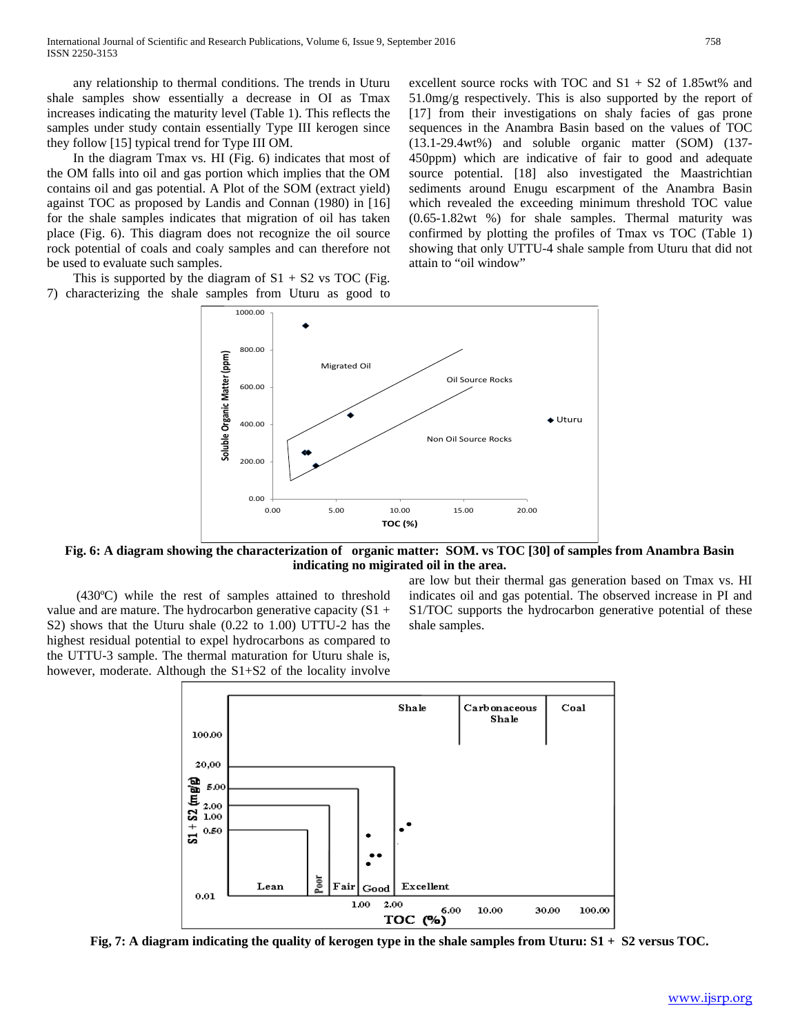any relationship to thermal conditions. The trends in Uturu shale samples show essentially a decrease in OI as Tmax increases indicating the maturity level (Table 1). This reflects the samples under study contain essentially Type III kerogen since they follow [15] typical trend for Type III OM.

In the diagram Tmax vs. HI (Fig. 6) indicates that most of the OM falls into oil and gas portion which implies that the OM contains oil and gas potential. A Plot of the SOM (extract yield) against TOC as proposed by Landis and Connan (1980) in [16] for the shale samples indicates that migration of oil has taken place (Fig. 6). This diagram does not recognize the oil source rock potential of coals and coaly samples and can therefore not be used to evaluate such samples.

This is supported by the diagram of S1 + S2 vs TOC (Fig. 7) characterizing the shale samples from Uturu as good to excellent source rocks with TOC and S1 + S2 of 1.85wt% and 51.0mg/g respectively. This is also supported by the report of [17] from their investigations on shaly facies of gas prone sequences in the Anambra Basin based on the values of TOC (13.1-29.4wt%) and soluble organic matter (SOM) (137-450ppm) which are indicative of fair to good and adequate source potential. [18] also investigated the Maastrichtian sediments around Enugu escarpment of the Anambra Basin which revealed the exceeding minimum threshold TOC value (0.65-1.82wt %) for shale samples. Thermal maturity was confirmed by plotting the profiles of Tmax vs TOC (Table 1) showing that only UTTU-4 shale sample from Uturu that did not attain to "oil window"

**Fig. 6: A diagram showing the characterization of organic matter: SOM. vs TOC [30] of samples from Anambra Basin indicating no migirated oil in the area.**

(430ºC) while the rest of samples attained to threshold value and are mature. The hydrocarbon generative capacity (S1 + S2) shows that the Uturu shale (0.22 to 1.00) UTTU-2 has the highest residual potential to expel hydrocarbons as compared to the UTTU-3 sample. The thermal maturation for Uturu shale is, however, moderate. Although the S1+S2 of the locality involve are low but their thermal gas generation based on Tmax vs. HI indicates oil and gas potential. The observed increase in PI and S1/TOC supports the hydrocarbon generative potential of these shale samples.

**Fig, 7: A diagram indicating the quality of kerogen type in the shale samples from Uturu: S1 + S2 versus TOC.**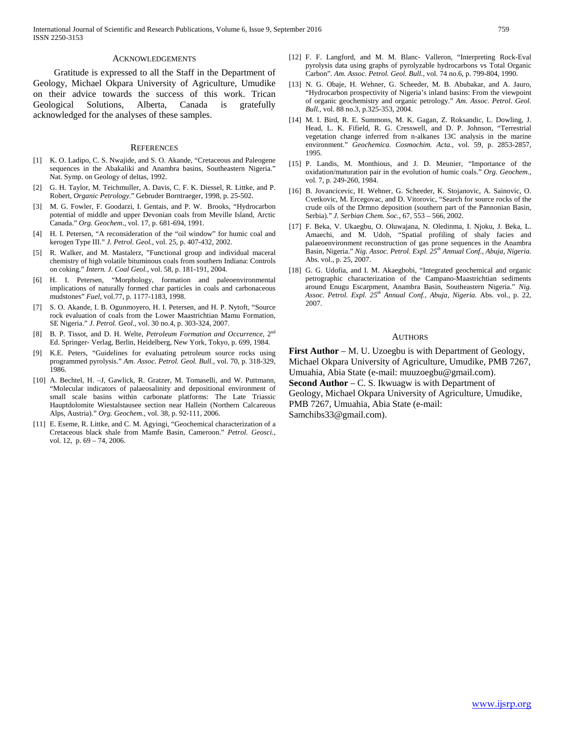## ACKNOWLEDGEMENTS

Gratitude is expressed to all the Staff in the Department of Geology, Michael Okpara University of Agriculture, Umudike on their advice towards the success of this work. Trican Geological Solutions, Alberta, Canada is gratefully acknowledged for the analyses of these samples.

## REFERENCES

[1] K. O. Ladipo, C. S. Nwajide, and S. O. Akande, "Cretaceous and Paleogene sequences in the Abakaliki and Anambra basins, Southeastern Nigeria." Nat. Symp. on Geology of deltas, 1992.

[2] G. H. Taylor, M. Teichmuller, A. Davis, C. F. K. Diessel, R. Littke, and P. Robert, *Organic Petrology*." Gebruder Borntraeger, 1998, p. 25-502.

[3] M. G. Fowler, F. Goodarzi, I. Gentais, and P. W. Brooks, "Hydrocarbon potential of middle and upper Devonian coals from Meville Island, Arctic Canada." *Org. Geochem*., vol. 17, p. 681-694, 1991.

[4] H. I. Petersen, "A reconsideration of the "oil window" for humic coal and kerogen Type III." *J. Petrol. Geol.*, vol. 25, p. 407-432, 2002.

[5] R. Walker, and M. Mastalerz, "Functional group and individual maceral chemistry of high volatile bituminous coals from southern Indiana: Controls on coking." *Intern. J. Coal Geol.*, vol. 58, p. 181-191, 2004.

[6] H. I. Petersen, "Morphology, formation and paleoenvironmental implications of naturally formed char particles in coals and carbonaceous mudstones" *Fuel*, vol.77, p. 1177-1183, 1998.

[7] S. O. Akande, I. B. Ogunmoyero, H. I. Petersen, and H. P. Nytoft, "Source rock evaluation of coals from the Lower Maastrichtian Mamu Formation, SE Nigeria." *J. Petrol. Geol.*, vol. 30 no.4, p. 303-324, 2007.

[8] B. P. Tissot, and D. H. Welte, *Petroleum Formation and Occurrence*, 2nd Ed. Springer- Verlag, Berlin, Heidelberg, New York, Tokyo, p. 699, 1984.

[9] K.E. Peters, "Guidelines for evaluating petroleum source rocks using programmed pyrolysis." *Am. Assoc. Petrol. Geol. Bull.*, vol. 70, p. 318-329, 1986.

[10] A. Bechtel, H. –J, Gawlick, R. Gratzer, M. Tomaselli, and W. Puttmann, "Molecular indicators of palaeosalinity and depositional environment of small scale basins within carbonate platforms: The Late Triassic Hauptdolomite Wiestalstausee section near Hallein (Northern Calcareous Alps, Austria)." *Org. Geochem.*, vol. 38, p. 92-111, 2006.

[11] E. Eseme, R. Littke, and C. M. Agyingi, "Geochemical characterization of a Cretaceous black shale from Mamfe Basin, Cameroon." *Petrol. Geosci.*, vol. 12, p. 69 – 74, 2006.

[12] F. F. Langford, and M. M. Blanc- Valleron, "Interpreting Rock-Eval pyrolysis data using graphs of pyrolyzable hydrocarbons vs Total Organic Carbon". *Am. Assoc. Petrol. Geol. Bull.*, vol. 74 no.6, p. 799-804, 1990.

[13] N. G. Obaje, H. Wehner, G. Scheeder, M. B. Abubakar, and A. Jauro, "Hydrocarbon prospectivity of Nigeria's inland basins: From the viewpoint of organic geochemistry and organic petrology." *Am. Assoc. Petrol. Geol. Bull.*, vol. 88 no.3, p.325-353, 2004.

[14] M. I. Bird, R. E. Summons, M. K. Gagan, Z. Roksandic, L. Dowling, J. Head, L. K. Fifield, R. G. Cresswell, and D. P. Johnson, "Terrestrial vegetation change inferred from n-alkanes 13C analysis in the marine environment." *Geochemica. Cosmochim. Acta*., vol. 59, p. 2853-2857, 1995.

[15] P. Landis, M. Monthious, and J. D. Meunier, "Importance of the oxidation/maturation pair in the evolution of humic coals." *Org. Geochem.*, vol. 7, p. 249-260, 1984.

[16] B. Jovancicevic, H. Wehner, G. Scheeder, K. Stojanovic, A. Sainovic, O. Cvetkovic, M. Ercegovac, and D. Vitorovic, "Search for source rocks of the crude oils of the Drmno deposition (southern part of the Pannonian Basin, Serbia)." *J. Serbian Chem. Soc.*, 67, 553 – 566, 2002.

[17] F. Beka, V. Ukaegbu, O. Oluwajana, N. Oledinma, I. Njoku, J. Beka, L. Amaechi, and M. Udoh, "Spatial profiling of shaly facies and palaeoenvironment reconstruction of gas prone sequences in the Anambra Basin, Nigeria." *Nig. Assoc. Petrol. Expl. 25th Annual Conf., Abuja, Nigeria.* Abs. vol., p. 25, 2007.

[18] G. G. Udofia, and I. M. Akaegbobi, "Integrated geochemical and organic petrographic characterization of the Campano-Maastrichtian sediments around Enugu Escarpment, Anambra Basin, Southeastern Nigeria." *Nig. Assoc. Petrol. Expl. 25th Annual Conf., Abuja, Nigeria.* Abs. vol., p. 22, 2007.

## AUTHORS

**First Author** – M. U. Uzoegbu is with Department of Geology, Michael Okpara University of Agriculture, Umudike, PMB 7267, Umuahia, Abia State (e-mail: muuzoegbu@gmail.com).

**Second Author** – C. S. Ikwuagw is with Department of Geology, Michael Okpara University of Agriculture, Umudike, PMB 7267, Umuahia, Abia State (e-mail: Samchibs33@gmail.com).